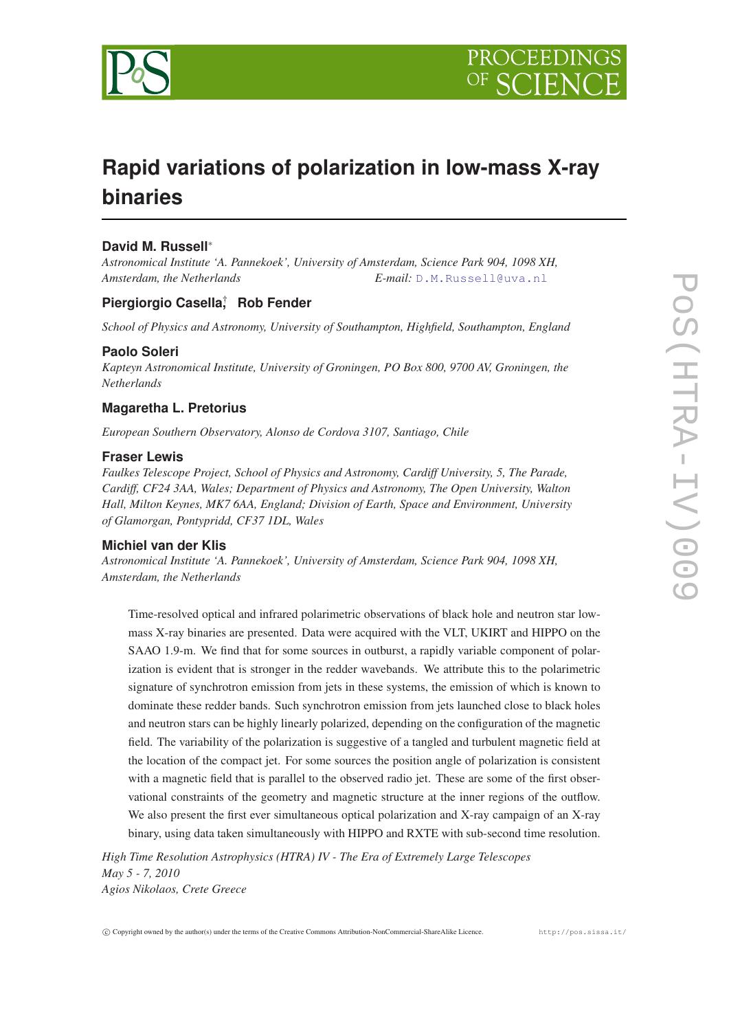# Rapid variations of polarization in low-mass X-ray binaries

**David M. Russell***

*Astronomical Institute 'A. Pannekoek', University of Amsterdam, Science Park 904, 1098 XH, Amsterdam, the Netherlands* *E-mail:* D.M.Russell@uva.nl

**Piergiorgio Casella†, Rob Fender**

*School of Physics and Astronomy, University of Southampton, Highfield, Southampton, England*

**Paolo Soleri**

*Kapteyn Astronomical Institute, University of Groningen, PO Box 800, 9700 AV, Groningen, the Netherlands*

**Magaretha L. Pretorius**

*European Southern Observatory, Alonso de Cordova 3107, Santiago, Chile*

**Fraser Lewis**

*Faulkes Telescope Project, School of Physics and Astronomy, Cardiff University, 5, The Parade, Cardiff, CF24 3AA, Wales; Department of Physics and Astronomy, The Open University, Walton Hall, Milton Keynes, MK7 6AA, England; Division of Earth, Space and Environment, University of Glamorgan, Pontypridd, CF37 1DL, Wales*

**Michiel van der Klis**

*Astronomical Institute 'A. Pannekoek', University of Amsterdam, Science Park 904, 1098 XH, Amsterdam, the Netherlands*

Time-resolved optical and infrared polarimetric observations of black hole and neutron star low-mass X-ray binaries are presented. Data were acquired with the VLT, UKIRT and HIPPO on the SAAO 1.9-m. We find that for some sources in outburst, a rapidly variable component of polarization is evident that is stronger in the redder wavebands. We attribute this to the polarimetric signature of synchrotron emission from jets in these systems, the emission of which is known to dominate these redder bands. Such synchrotron emission from jets launched close to black holes and neutron stars can be highly linearly polarized, depending on the configuration of the magnetic field. The variability of the polarization is suggestive of a tangled and turbulent magnetic field at the location of the compact jet. For some sources the position angle of polarization is consistent with a magnetic field that is parallel to the observed radio jet. These are some of the first observational constraints of the geometry and magnetic structure at the inner regions of the outflow. We also present the first ever simultaneous optical polarization and X-ray campaign of an X-ray binary, using data taken simultaneously with HIPPO and RXTE with sub-second time resolution.

*High Time Resolution Astrophysics (HTRA) IV - The Era of Extremely Large Telescopes*
*May 5 - 7, 2010*
*Agios Nikolaos, Crete Greece*

© Copyright owned by the author(s) under the terms of the Creative Commons Attribution-NonCommercial-ShareAlike Licence. http://pos.sissa.it/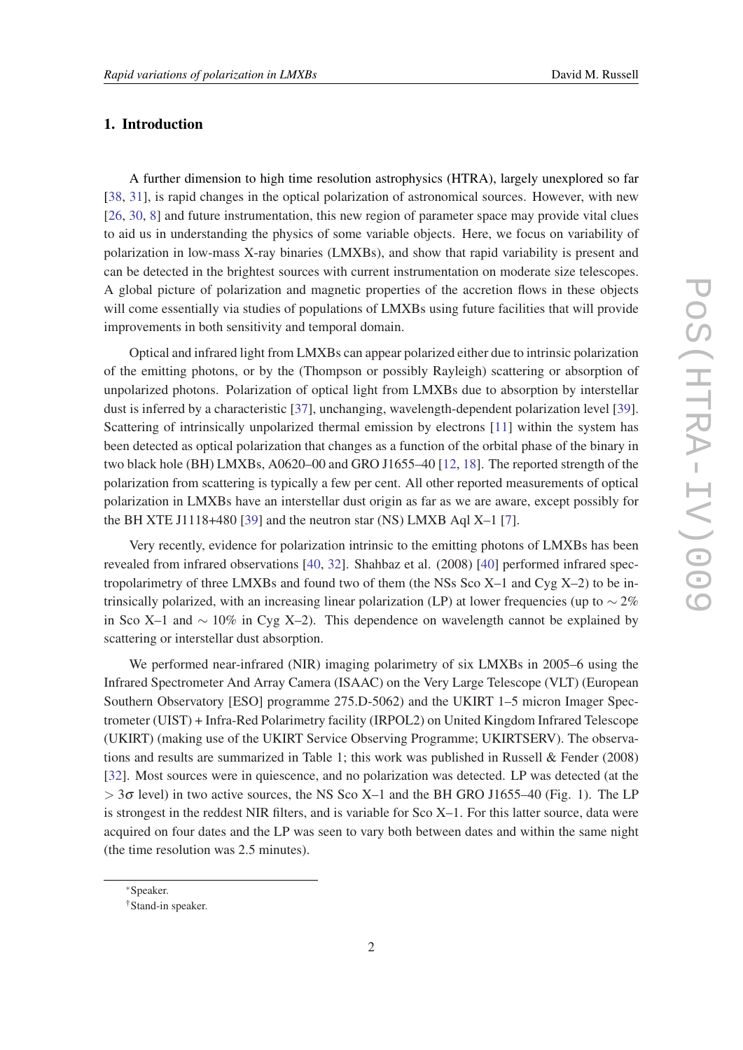## 1. Introduction

A further dimension to high time resolution astrophysics (HTRA), largely unexplored so far [38, 31], is rapid changes in the optical polarization of astronomical sources. However, with new [26, 30, 8] and future instrumentation, this new region of parameter space may provide vital clues to aid us in understanding the physics of some variable objects. Here, we focus on variability of polarization in low-mass X-ray binaries (LMXBs), and show that rapid variability is present and can be detected in the brightest sources with current instrumentation on moderate size telescopes. A global picture of polarization and magnetic properties of the accretion flows in these objects will come essentially via studies of populations of LMXBs using future facilities that will provide improvements in both sensitivity and temporal domain.

Optical and infrared light from LMXBs can appear polarized either due to intrinsic polarization of the emitting photons, or by the (Thompson or possibly Rayleigh) scattering or absorption of unpolarized photons. Polarization of optical light from LMXBs due to absorption by interstellar dust is inferred by a characteristic [37], unchanging, wavelength-dependent polarization level [39]. Scattering of intrinsically unpolarized thermal emission by electrons [11] within the system has been detected as optical polarization that changes as a function of the orbital phase of the binary in two black hole (BH) LMXBs, A0620–00 and GRO J1655–40 [12, 18]. The reported strength of the polarization from scattering is typically a few per cent. All other reported measurements of optical polarization in LMXBs have an interstellar dust origin as far as we are aware, except possibly for the BH XTE J1118+480 [39] and the neutron star (NS) LMXB Aql X–1 [7].

Very recently, evidence for polarization intrinsic to the emitting photons of LMXBs has been revealed from infrared observations [40, 32]. Shahbaz et al. (2008) [40] performed infrared spectropolarimetry of three LMXBs and found two of them (the NSs Sco X–1 and Cyg X–2) to be intrinsically polarized, with an increasing linear polarization (LP) at lower frequencies (up to $\sim 2\%$ in Sco X–1 and $\sim 10\%$ in Cyg X–2). This dependence on wavelength cannot be explained by scattering or interstellar dust absorption.

We performed near-infrared (NIR) imaging polarimetry of six LMXBs in 2005–6 using the Infrared Spectrometer And Array Camera (ISAAC) on the Very Large Telescope (VLT) (European Southern Observatory [ESO] programme 275.D-5062) and the UKIRT 1–5 micron Imager Spectrometer (UIST) + Infra-Red Polarimetry facility (IRPOL2) on United Kingdom Infrared Telescope (UKIRT) (making use of the UKIRT Service Observing Programme; UKIRTSERV). The observations and results are summarized in Table 1; this work was published in Russell & Fender (2008) [32]. Most sources were in quiescence, and no polarization was detected. LP was detected (at the $> 3\sigma$ level) in two active sources, the NS Sco X–1 and the BH GRO J1655–40 (Fig. 1). The LP is strongest in the reddest NIR filters, and is variable for Sco X–1. For this latter source, data were acquired on four dates and the LP was seen to vary both between dates and within the same night (the time resolution was 2.5 minutes).

---

*Speaker.

†Stand-in speaker.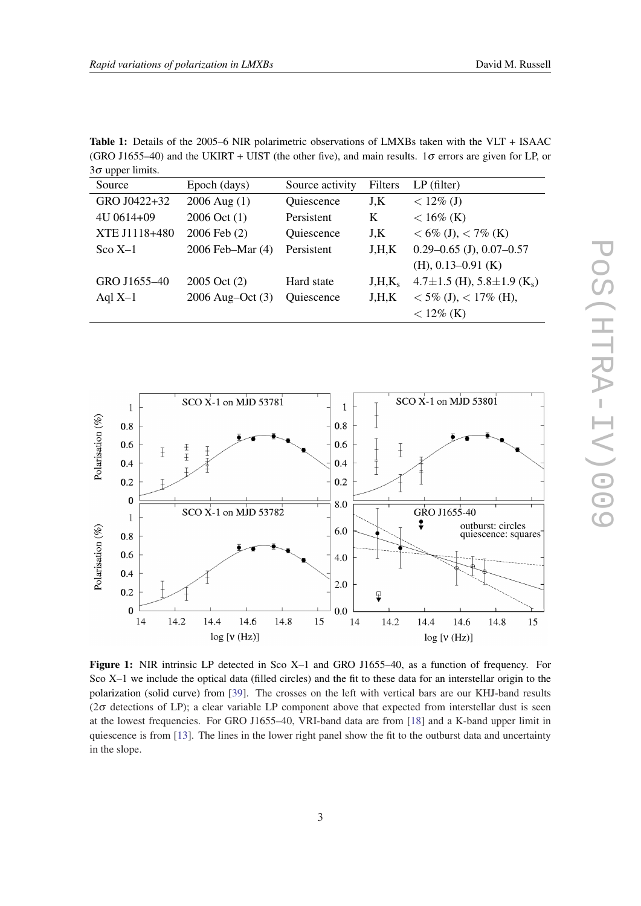**Table 1:** Details of the 2005–6 NIR polarimetric observations of LMXBs taken with the VLT + ISAAC (GRO J1655–40) and the UKIRT + UIST (the other five), and main results. $1\sigma$ errors are given for LP, or $3\sigma$ upper limits.

| Source | Epoch (days) | Source activity | Filters | LP (filter) |
|---|---|---|---|---|
| GRO J0422+32 | 2006 Aug (1) | Quiescence | J,K | $< 12\%$ (J) |
| 4U 0614+09 | 2006 Oct (1) | Persistent | K | $< 16\%$ (K) |
| XTE J1118+480 | 2006 Feb (2) | Quiescence | J,K | $< 6\%$ (J), $< 7\%$ (K) |
| Sco X–1 | 2006 Feb–Mar (4) | Persistent | J,H,K | 0.29–0.65 (J), 0.07–0.57 (H), 0.13–0.91 (K) |
| GRO J1655–40 | 2005 Oct (2) | Hard state | J,H,$K_s$ | $4.7\pm1.5$ (H), $5.8\pm1.9$ ($K_s$) |
| Aql X–1 | 2006 Aug–Oct (3) | Quiescence | J,H,K | $< 5\%$ (J), $< 17\%$ (H), $< 12\%$ (K) |

SCO X-1 on MJD 53781

SCO X-1 on MJD 53801

SCO X-1 on MJD 53782

GRO J1655-40

outburst: circles
quiescence: squares

Polarisation (%)

log [ν (Hz)]

**Figure 1:** NIR intrinsic LP detected in Sco X–1 and GRO J1655–40, as a function of frequency. For Sco X–1 we include the optical data (filled circles) and the fit to these data for an interstellar origin to the polarization (solid curve) from [39]. The crosses on the left with vertical bars are our KHJ-band results ($2\sigma$ detections of LP); a clear variable LP component above that expected from interstellar dust is seen at the lowest frequencies. For GRO J1655–40, VRI-band data are from [18] and a K-band upper limit in quiescence is from [13]. The lines in the lower right panel show the fit to the outburst data and uncertainty in the slope.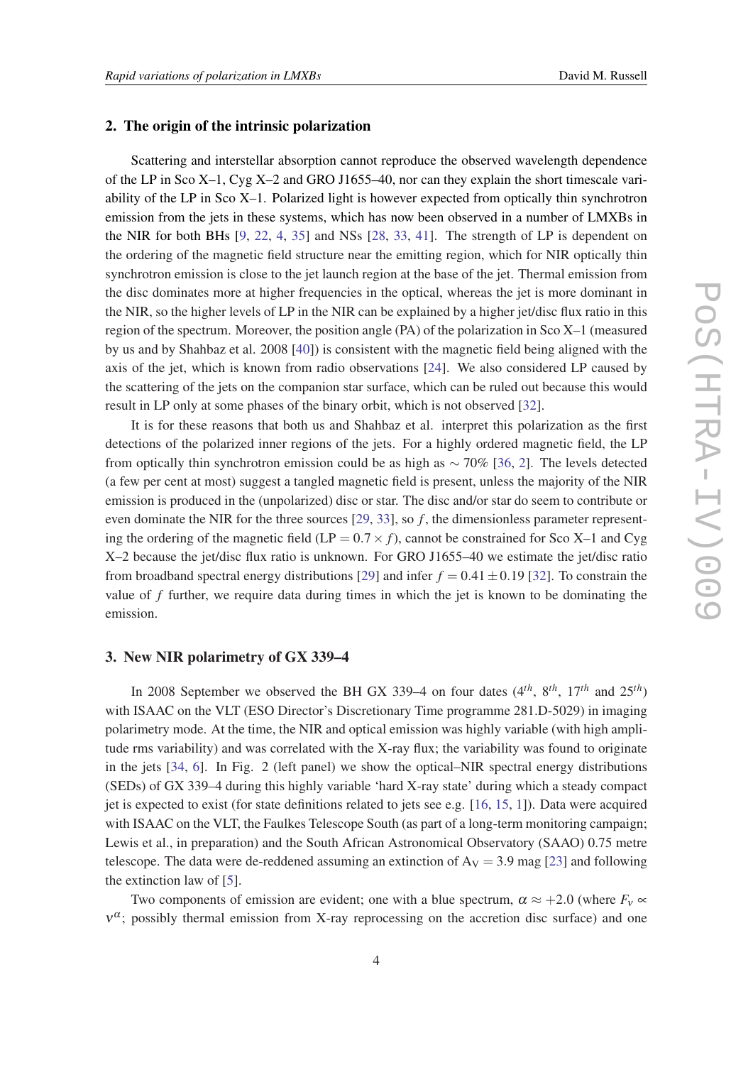## 2. The origin of the intrinsic polarization

Scattering and interstellar absorption cannot reproduce the observed wavelength dependence of the LP in Sco X–1, Cyg X–2 and GRO J1655–40, nor can they explain the short timescale variability of the LP in Sco X–1. Polarized light is however expected from optically thin synchrotron emission from the jets in these systems, which has now been observed in a number of LMXBs in the NIR for both BHs [9, 22, 4, 35] and NSs [28, 33, 41]. The strength of LP is dependent on the ordering of the magnetic field structure near the emitting region, which for NIR optically thin synchrotron emission is close to the jet launch region at the base of the jet. Thermal emission from the disc dominates more at higher frequencies in the optical, whereas the jet is more dominant in the NIR, so the higher levels of LP in the NIR can be explained by a higher jet/disc flux ratio in this region of the spectrum. Moreover, the position angle (PA) of the polarization in Sco X–1 (measured by us and by Shahbaz et al. 2008 [40]) is consistent with the magnetic field being aligned with the axis of the jet, which is known from radio observations [24]. We also considered LP caused by the scattering of the jets on the companion star surface, which can be ruled out because this would result in LP only at some phases of the binary orbit, which is not observed [32].

It is for these reasons that both us and Shahbaz et al. interpret this polarization as the first detections of the polarized inner regions of the jets. For a highly ordered magnetic field, the LP from optically thin synchrotron emission could be as high as $\sim 70\%$ [36, 2]. The levels detected (a few per cent at most) suggest a tangled magnetic field is present, unless the majority of the NIR emission is produced in the (unpolarized) disc or star. The disc and/or star do seem to contribute or even dominate the NIR for the three sources [29, 33], so $f$, the dimensionless parameter representing the ordering of the magnetic field (LP $= 0.7 \times f$), cannot be constrained for Sco X–1 and Cyg X–2 because the jet/disc flux ratio is unknown. For GRO J1655–40 we estimate the jet/disc ratio from broadband spectral energy distributions [29] and infer $f = 0.41 \pm 0.19$ [32]. To constrain the value of $f$ further, we require data during times in which the jet is known to be dominating the emission.

## 3. New NIR polarimetry of GX 339–4

In 2008 September we observed the BH GX 339–4 on four dates ($4^{th}$, $8^{th}$, $17^{th}$ and $25^{th}$) with ISAAC on the VLT (ESO Director's Discretionary Time programme 281.D-5029) in imaging polarimetry mode. At the time, the NIR and optical emission was highly variable (with high amplitude rms variability) and was correlated with the X-ray flux; the variability was found to originate in the jets [34, 6]. In Fig. 2 (left panel) we show the optical–NIR spectral energy distributions (SEDs) of GX 339–4 during this highly variable 'hard X-ray state' during which a steady compact jet is expected to exist (for state definitions related to jets see e.g. [16, 15, 1]). Data were acquired with ISAAC on the VLT, the Faulkes Telescope South (as part of a long-term monitoring campaign; Lewis et al., in preparation) and the South African Astronomical Observatory (SAAO) 0.75 metre telescope. The data were de-reddened assuming an extinction of $A_V = 3.9$ mag [23] and following the extinction law of [5].

Two components of emission are evident; one with a blue spectrum, $\alpha \approx +2.0$ (where $F_\nu \propto \nu^\alpha$; possibly thermal emission from X-ray reprocessing on the accretion disc surface) and one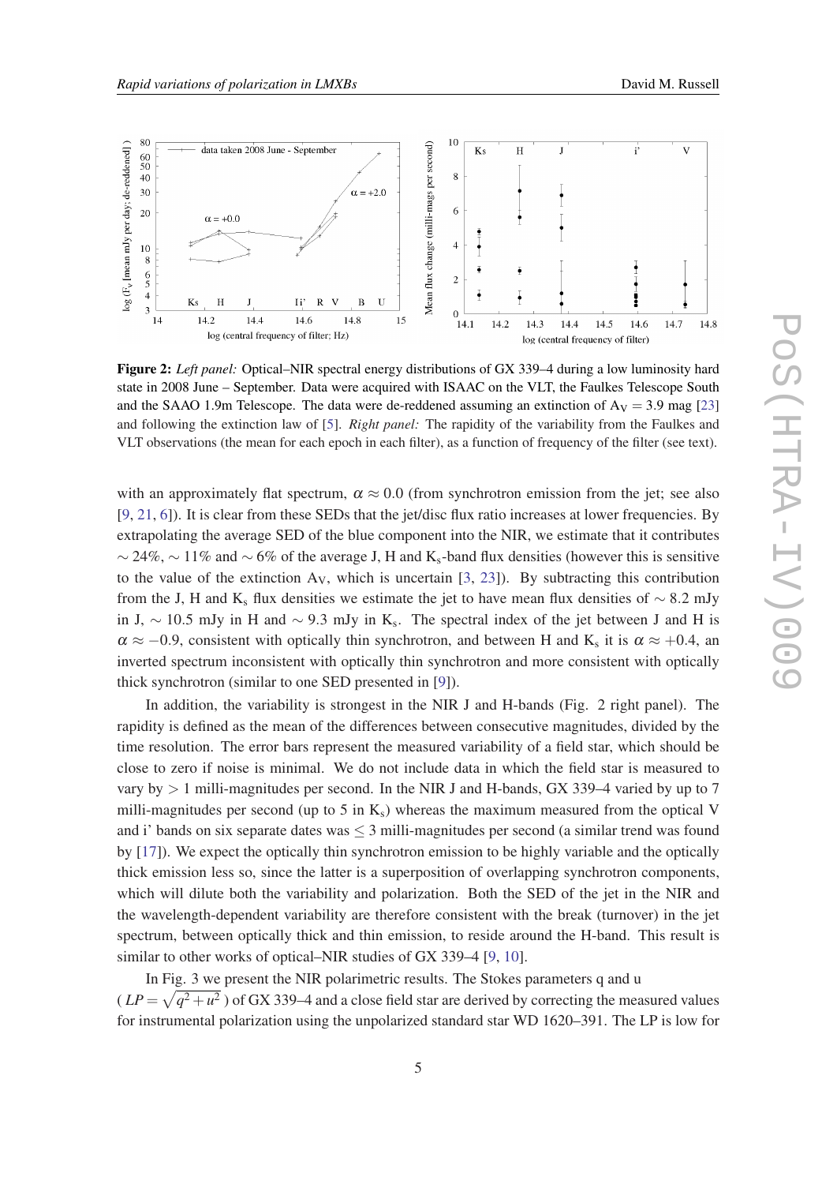data taken 2008 June - September

$\alpha = +0.0$

$\alpha = +2.0$

log ($F_\nu$ [mean mJy per day; de-reddened] )

Ks H J I i' R V B U

log (central frequency of filter; Hz)

Mean flux change (milli-mags per second)

Ks H J i' V

log (central frequency of filter)

**Figure 2:** *Left panel:* Optical–NIR spectral energy distributions of GX 339–4 during a low luminosity hard state in 2008 June – September. Data were acquired with ISAAC on the VLT, the Faulkes Telescope South and the SAAO 1.9m Telescope. The data were de-reddened assuming an extinction of $A_V = 3.9$ mag [23] and following the extinction law of [5]. *Right panel:* The rapidity of the variability from the Faulkes and VLT observations (the mean for each epoch in each filter), as a function of frequency of the filter (see text).

with an approximately flat spectrum, $\alpha \approx 0.0$ (from synchrotron emission from the jet; see also [9, 21, 6]). It is clear from these SEDs that the jet/disc flux ratio increases at lower frequencies. By extrapolating the average SED of the blue component into the NIR, we estimate that it contributes $\sim 24\%$, $\sim 11\%$ and $\sim 6\%$ of the average J, H and $K_s$-band flux densities (however this is sensitive to the value of the extinction $A_V$, which is uncertain [3, 23]). By subtracting this contribution from the J, H and $K_s$ flux densities we estimate the jet to have mean flux densities of $\sim 8.2$ mJy in J, $\sim 10.5$ mJy in H and $\sim 9.3$ mJy in $K_s$. The spectral index of the jet between J and H is $\alpha \approx -0.9$, consistent with optically thin synchrotron, and between H and $K_s$ it is $\alpha \approx +0.4$, an inverted spectrum inconsistent with optically thin synchrotron and more consistent with optically thick synchrotron (similar to one SED presented in [9]).

In addition, the variability is strongest in the NIR J and H-bands (Fig. 2 right panel). The rapidity is defined as the mean of the differences between consecutive magnitudes, divided by the time resolution. The error bars represent the measured variability of a field star, which should be close to zero if noise is minimal. We do not include data in which the field star is measured to vary by $> 1$ milli-magnitudes per second. In the NIR J and H-bands, GX 339–4 varied by up to 7 milli-magnitudes per second (up to 5 in $K_s$) whereas the maximum measured from the optical V and i' bands on six separate dates was $\leq 3$ milli-magnitudes per second (a similar trend was found by [17]). We expect the optically thin synchrotron emission to be highly variable and the optically thick emission less so, since the latter is a superposition of overlapping synchrotron components, which will dilute both the variability and polarization. Both the SED of the jet in the NIR and the wavelength-dependent variability are therefore consistent with the break (turnover) in the jet spectrum, between optically thick and thin emission, to reside around the H-band. This result is similar to other works of optical–NIR studies of GX 339–4 [9, 10].

In Fig. 3 we present the NIR polarimetric results. The Stokes parameters q and u ($LP = \sqrt{q^2 + u^2}$ ) of GX 339–4 and a close field star are derived by correcting the measured values for instrumental polarization using the unpolarized standard star WD 1620–391. The LP is low for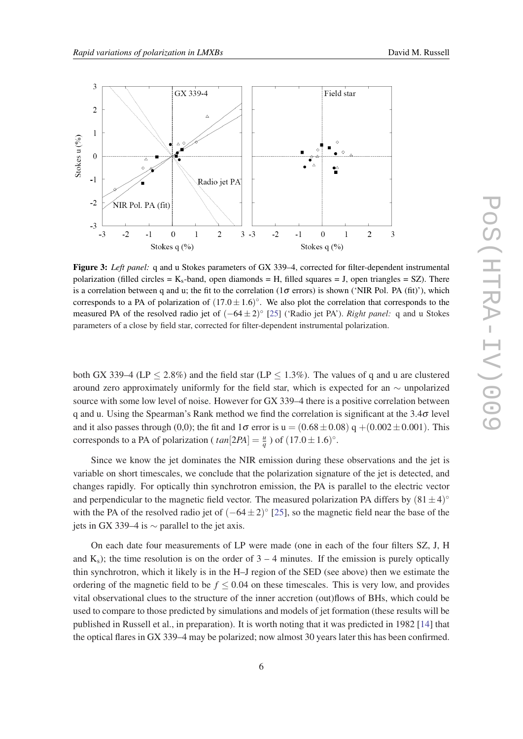GX 339-4

Radio jet PA

NIR Pol. PA (fit)

Field star

Stokes u (%)

Stokes q (%)

3
2
1
0
-1
-2
-3

-3 -2 -1 0 1 2 3

**Figure 3:** *Left panel:* q and u Stokes parameters of GX 339–4, corrected for filter-dependent instrumental polarization (filled circles = $K_s$-band, open diamonds = H, filled squares = J, open triangles = SZ). There is a correlation between q and u; the fit to the correlation ($1\sigma$ errors) is shown ('NIR Pol. PA (fit)'), which corresponds to a PA of polarization of $(17.0 \pm 1.6)^\circ$. We also plot the correlation that corresponds to the measured PA of the resolved radio jet of $(-64 \pm 2)^\circ$ [25] ('Radio jet PA'). *Right panel:* q and u Stokes parameters of a close by field star, corrected for filter-dependent instrumental polarization.

both GX 339–4 (LP $\leq 2.8\%$) and the field star (LP $\leq 1.3\%$). The values of q and u are clustered around zero approximately uniformly for the field star, which is expected for an $\sim$ unpolarized source with some low level of noise. However for GX 339–4 there is a positive correlation between q and u. Using the Spearman's Rank method we find the correlation is significant at the $3.4\sigma$ level and it also passes through (0,0); the fit and $1\sigma$ error is $u = (0.68 \pm 0.08)\ q + (0.002 \pm 0.001)$. This corresponds to a PA of polarization ( $tan[2PA] = \frac{u}{q}$ ) of $(17.0 \pm 1.6)^\circ$.

Since we know the jet dominates the NIR emission during these observations and the jet is variable on short timescales, we conclude that the polarization signature of the jet is detected, and changes rapidly. For optically thin synchrotron emission, the PA is parallel to the electric vector and perpendicular to the magnetic field vector. The measured polarization PA differs by $(81 \pm 4)^\circ$ with the PA of the resolved radio jet of $(-64 \pm 2)^\circ$ [25], so the magnetic field near the base of the jets in GX 339–4 is $\sim$ parallel to the jet axis.

On each date four measurements of LP were made (one in each of the four filters SZ, J, H and $K_s$); the time resolution is on the order of 3 – 4 minutes. If the emission is purely optically thin synchrotron, which it likely is in the H–J region of the SED (see above) then we estimate the ordering of the magnetic field to be $f \leq 0.04$ on these timescales. This is very low, and provides vital observational clues to the structure of the inner accretion (out)flows of BHs, which could be used to compare to those predicted by simulations and models of jet formation (these results will be published in Russell et al., in preparation). It is worth noting that it was predicted in 1982 [14] that the optical flares in GX 339–4 may be polarized; now almost 30 years later this has been confirmed.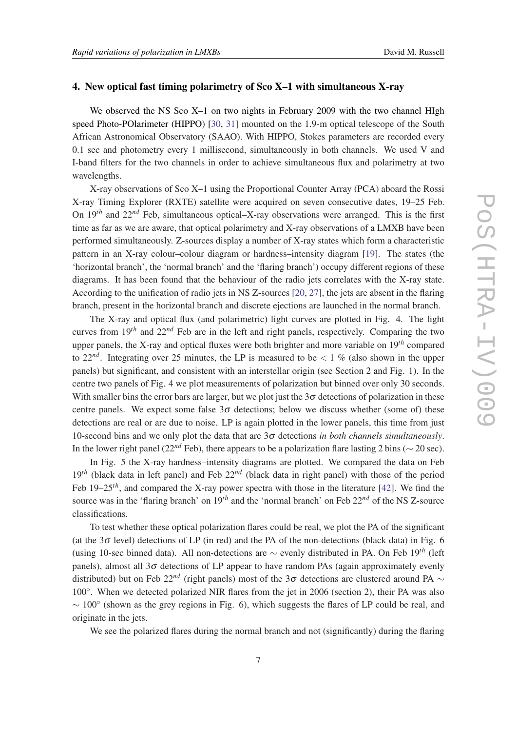## 4. New optical fast timing polarimetry of Sco X–1 with simultaneous X-ray

We observed the NS Sco X–1 on two nights in February 2009 with the two channel HIgh speed Photo-POlarimeter (HIPPO) [30, 31] mounted on the 1.9-m optical telescope of the South African Astronomical Observatory (SAAO). With HIPPO, Stokes parameters are recorded every 0.1 sec and photometry every 1 millisecond, simultaneously in both channels. We used V and I-band filters for the two channels in order to achieve simultaneous flux and polarimetry at two wavelengths.

X-ray observations of Sco X–1 using the Proportional Counter Array (PCA) aboard the Rossi X-ray Timing Explorer (RXTE) satellite were acquired on seven consecutive dates, 19–25 Feb. On $19^{th}$ and $22^{nd}$ Feb, simultaneous optical–X-ray observations were arranged. This is the first time as far as we are aware, that optical polarimetry and X-ray observations of a LMXB have been performed simultaneously. Z-sources display a number of X-ray states which form a characteristic pattern in an X-ray colour–colour diagram or hardness–intensity diagram [19]. The states (the 'horizontal branch', the 'normal branch' and the 'flaring branch') occupy different regions of these diagrams. It has been found that the behaviour of the radio jets correlates with the X-ray state. According to the unification of radio jets in NS Z-sources [20, 27], the jets are absent in the flaring branch, present in the horizontal branch and discrete ejections are launched in the normal branch.

The X-ray and optical flux (and polarimetric) light curves are plotted in Fig. 4. The light curves from $19^{th}$ and $22^{nd}$ Feb are in the left and right panels, respectively. Comparing the two upper panels, the X-ray and optical fluxes were both brighter and more variable on $19^{th}$ compared to $22^{nd}$. Integrating over 25 minutes, the LP is measured to be $< 1$ % (also shown in the upper panels) but significant, and consistent with an interstellar origin (see Section 2 and Fig. 1). In the centre two panels of Fig. 4 we plot measurements of polarization but binned over only 30 seconds. With smaller bins the error bars are larger, but we plot just the $3\sigma$ detections of polarization in these centre panels. We expect some false $3\sigma$ detections; below we discuss whether (some of) these detections are real or are due to noise. LP is again plotted in the lower panels, this time from just 10-second bins and we only plot the data that are $3\sigma$ detections *in both channels simultaneously*. In the lower right panel ($22^{nd}$ Feb), there appears to be a polarization flare lasting 2 bins ($\sim 20$ sec).

In Fig. 5 the X-ray hardness–intensity diagrams are plotted. We compared the data on Feb $19^{th}$ (black data in left panel) and Feb $22^{nd}$ (black data in right panel) with those of the period Feb $19$–$25^{th}$, and compared the X-ray power spectra with those in the literature [42]. We find the source was in the 'flaring branch' on $19^{th}$ and the 'normal branch' on Feb $22^{nd}$ of the NS Z-source classifications.

To test whether these optical polarization flares could be real, we plot the PA of the significant (at the $3\sigma$ level) detections of LP (in red) and the PA of the non-detections (black data) in Fig. 6 (using 10-sec binned data). All non-detections are $\sim$ evenly distributed in PA. On Feb $19^{th}$ (left panels), almost all $3\sigma$ detections of LP appear to have random PAs (again approximately evenly distributed) but on Feb $22^{nd}$ (right panels) most of the $3\sigma$ detections are clustered around PA $\sim 100^{\circ}$. When we detected polarized NIR flares from the jet in 2006 (section 2), their PA was also $\sim 100^{\circ}$ (shown as the grey regions in Fig. 6), which suggests the flares of LP could be real, and originate in the jets.

We see the polarized flares during the normal branch and not (significantly) during the flaring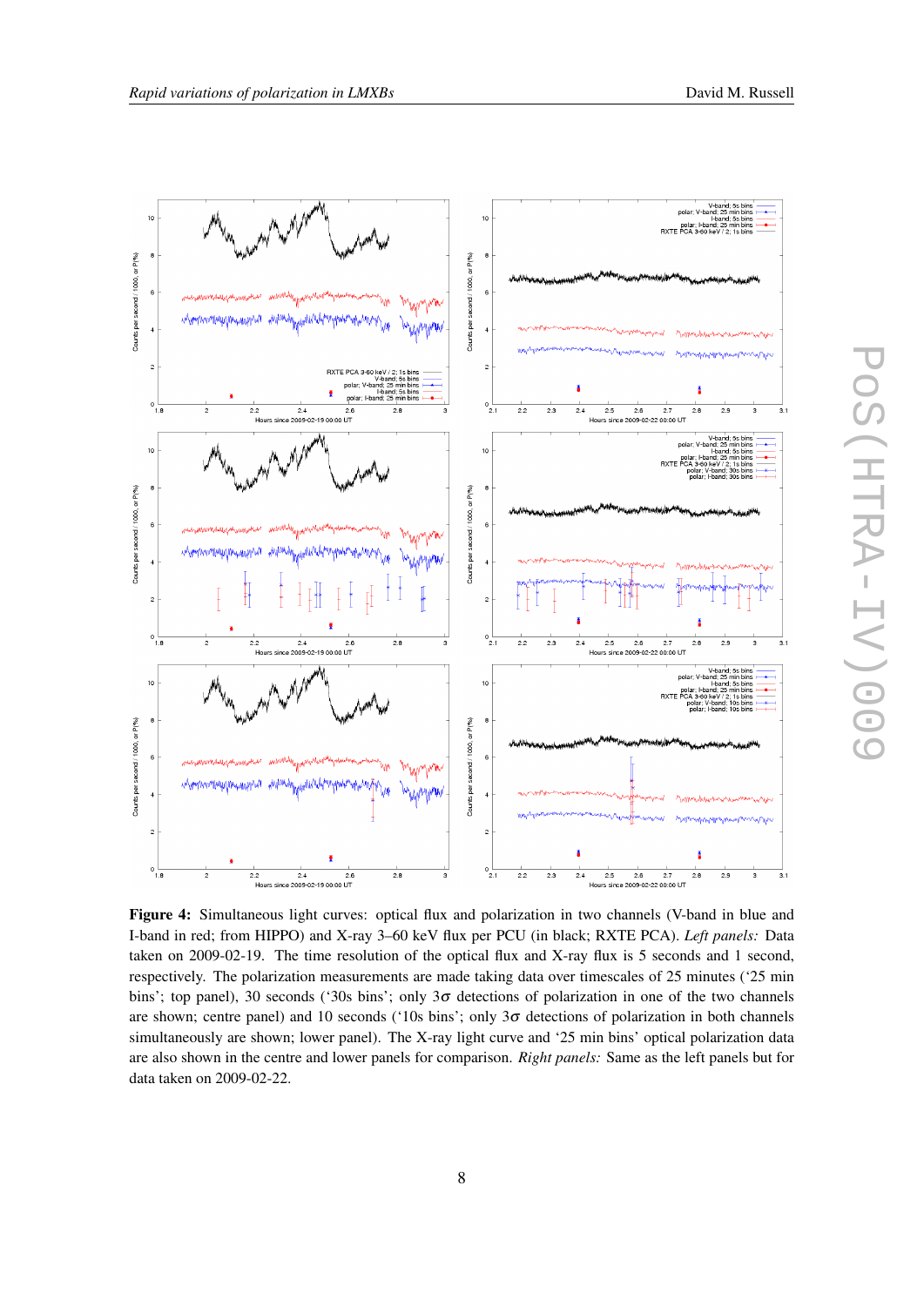RXTE PCA 3-60 keV / 2; 1s bins
V-band; 5s bins
polar; V-band; 25 min bins
I-band; 5s bins
polar; I-band; 25 min bins

Counts per second / 1000, or P(%)

Hours since 2009-02-19 00:00 UT

V-band; 5s bins
polar; V-band; 25 min bins
I-band; 5s bins
polar; I-band; 25 min bins
RXTE PCA 3-60 keV / 2; 1s bins

Hours since 2009-02-22 00:00 UT

V-band; 5s bins
polar; V-band; 25 min bins
I-band; 5s bins
polar; I-band; 25 min bins
RXTE PCA 3-60 keV / 2; 1s bins
polar; V-band; 30s bins
polar; I-band; 30s bins

V-band; 5s bins
polar; V-band; 25 min bins
I-band; 5s bins
polar; I-band; 25 min bins
RXTE PCA 3-60 keV / 2; 1s bins
polar; V-band; 10s bins
polar; I-band; 10s bins

**Figure 4:** Simultaneous light curves: optical flux and polarization in two channels (V-band in blue and I-band in red; from HIPPO) and X-ray 3–60 keV flux per PCU (in black; RXTE PCA). *Left panels:* Data taken on 2009-02-19. The time resolution of the optical flux and X-ray flux is 5 seconds and 1 second, respectively. The polarization measurements are made taking data over timescales of 25 minutes ('25 min bins'; top panel), 30 seconds ('30s bins'; only $3\sigma$ detections of polarization in one of the two channels are shown; centre panel) and 10 seconds ('10s bins'; only $3\sigma$ detections of polarization in both channels simultaneously are shown; lower panel). The X-ray light curve and '25 min bins' optical polarization data are also shown in the centre and lower panels for comparison. *Right panels:* Same as the left panels but for data taken on 2009-02-22.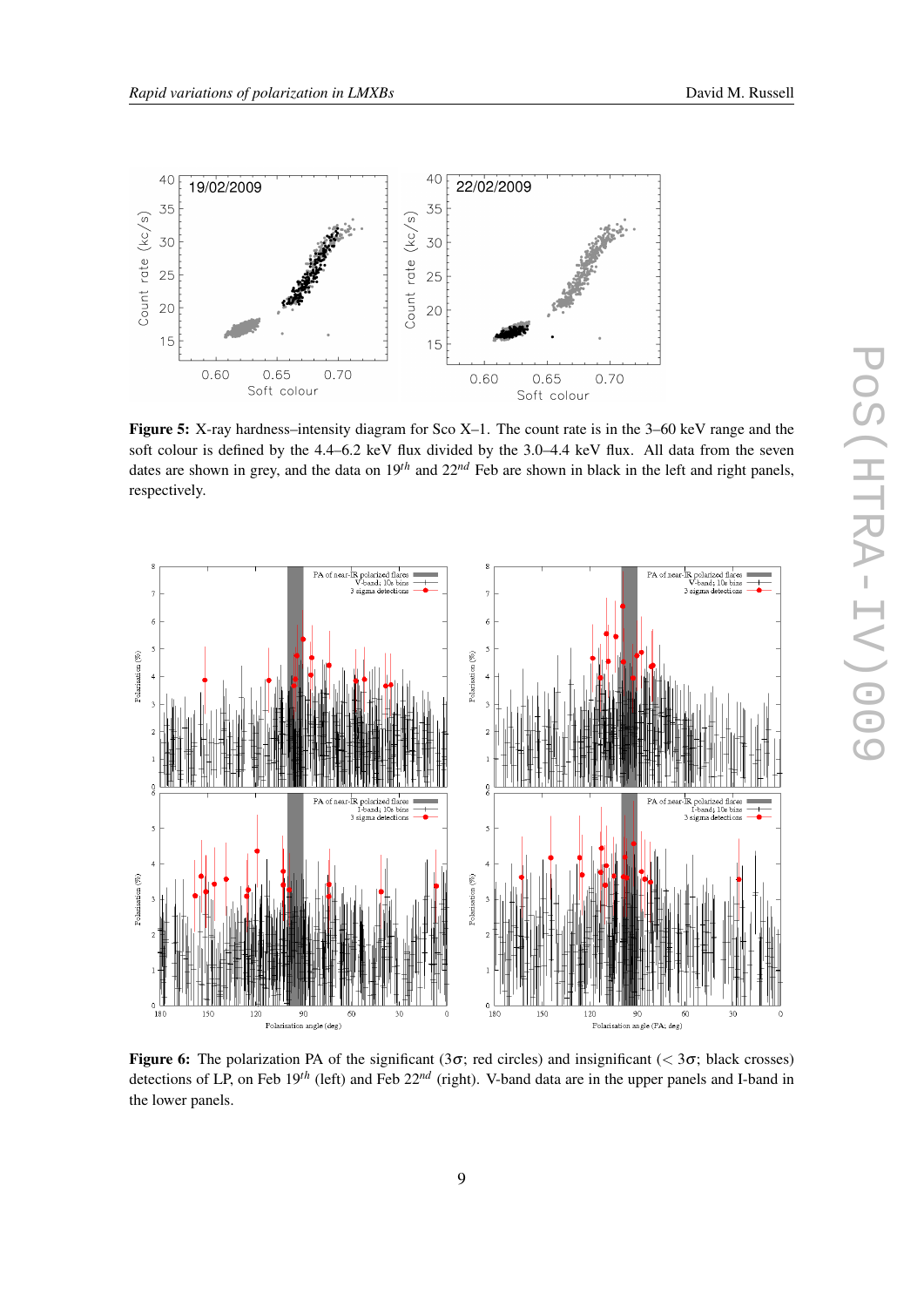19/02/2009

Count rate (kc/s)

Soft colour

22/02/2009

Count rate (kc/s)

Soft colour

**Figure 5:** X-ray hardness–intensity diagram for Sco X–1. The count rate is in the 3–60 keV range and the soft colour is defined by the 4.4–6.2 keV flux divided by the 3.0–4.4 keV flux. All data from the seven dates are shown in grey, and the data on 19$^{th}$ and 22$^{nd}$ Feb are shown in black in the left and right panels, respectively.

PA of near-IR polarized flares

V-band; 10s bins

I-band; 10s bins

3 sigma detections

Polarization (%)

Polarisation angle (deg)

Polarisation angle (PA; deg)

**Figure 6:** The polarization PA of the significant (3$\sigma$; red circles) and insignificant ($< 3\sigma$; black crosses) detections of LP, on Feb 19$^{th}$ (left) and Feb 22$^{nd}$ (right). V-band data are in the upper panels and I-band in the lower panels.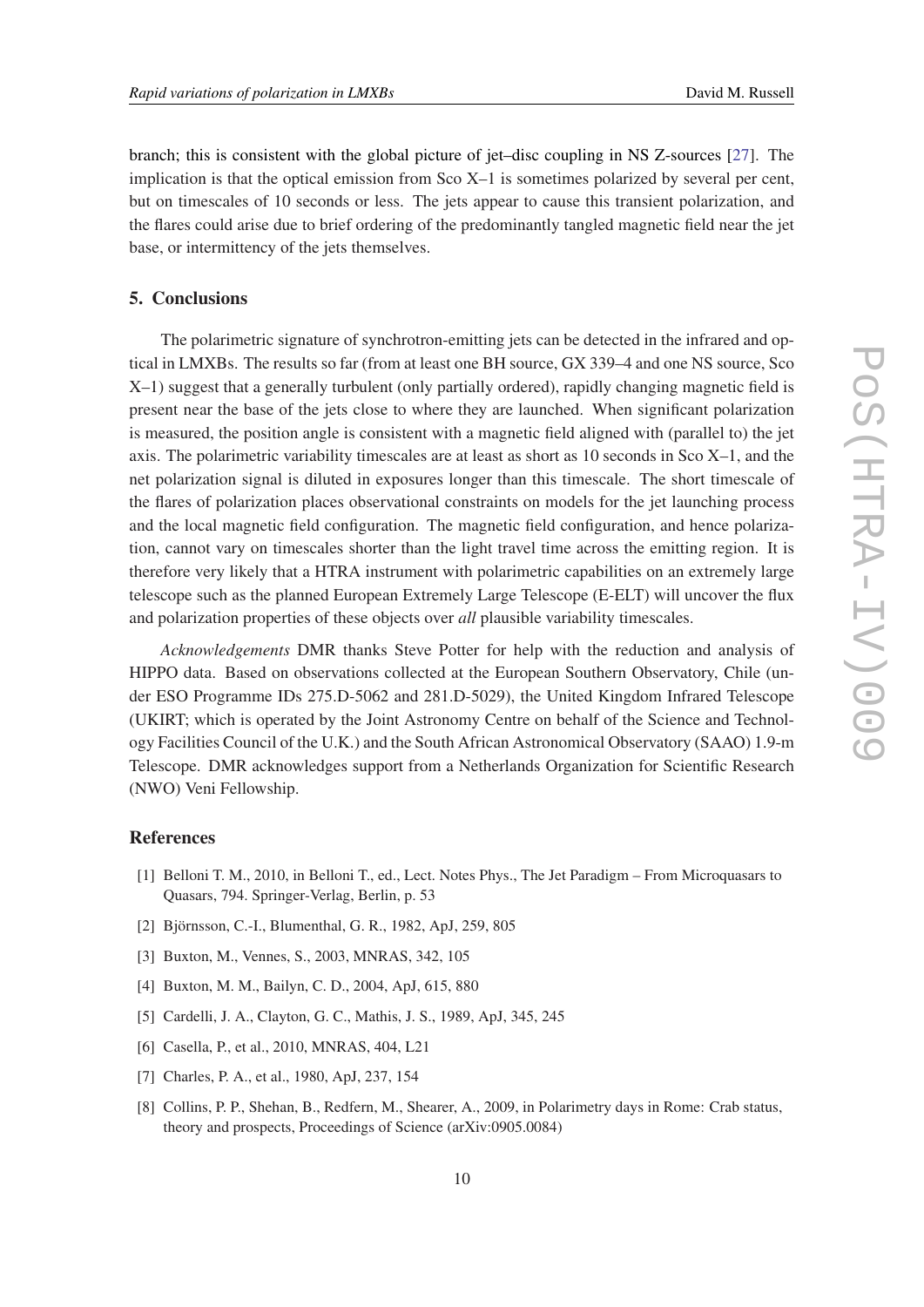branch; this is consistent with the global picture of jet–disc coupling in NS Z-sources [27]. The implication is that the optical emission from Sco X–1 is sometimes polarized by several per cent, but on timescales of 10 seconds or less. The jets appear to cause this transient polarization, and the flares could arise due to brief ordering of the predominantly tangled magnetic field near the jet base, or intermittency of the jets themselves.

## 5. Conclusions

The polarimetric signature of synchrotron-emitting jets can be detected in the infrared and optical in LMXBs. The results so far (from at least one BH source, GX 339–4 and one NS source, Sco X–1) suggest that a generally turbulent (only partially ordered), rapidly changing magnetic field is present near the base of the jets close to where they are launched. When significant polarization is measured, the position angle is consistent with a magnetic field aligned with (parallel to) the jet axis. The polarimetric variability timescales are at least as short as 10 seconds in Sco X–1, and the net polarization signal is diluted in exposures longer than this timescale. The short timescale of the flares of polarization places observational constraints on models for the jet launching process and the local magnetic field configuration. The magnetic field configuration, and hence polarization, cannot vary on timescales shorter than the light travel time across the emitting region. It is therefore very likely that a HTRA instrument with polarimetric capabilities on an extremely large telescope such as the planned European Extremely Large Telescope (E-ELT) will uncover the flux and polarization properties of these objects over *all* plausible variability timescales.

*Acknowledgements* DMR thanks Steve Potter for help with the reduction and analysis of HIPPO data. Based on observations collected at the European Southern Observatory, Chile (under ESO Programme IDs 275.D-5062 and 281.D-5029), the United Kingdom Infrared Telescope (UKIRT; which is operated by the Joint Astronomy Centre on behalf of the Science and Technology Facilities Council of the U.K.) and the South African Astronomical Observatory (SAAO) 1.9-m Telescope. DMR acknowledges support from a Netherlands Organization for Scientific Research (NWO) Veni Fellowship.

## References

[1] Belloni T. M., 2010, in Belloni T., ed., Lect. Notes Phys., The Jet Paradigm – From Microquasars to Quasars, 794. Springer-Verlag, Berlin, p. 53

[2] Björnsson, C.-I., Blumenthal, G. R., 1982, ApJ, 259, 805

[3] Buxton, M., Vennes, S., 2003, MNRAS, 342, 105

[4] Buxton, M. M., Bailyn, C. D., 2004, ApJ, 615, 880

[5] Cardelli, J. A., Clayton, G. C., Mathis, J. S., 1989, ApJ, 345, 245

[6] Casella, P., et al., 2010, MNRAS, 404, L21

[7] Charles, P. A., et al., 1980, ApJ, 237, 154

[8] Collins, P. P., Shehan, B., Redfern, M., Shearer, A., 2009, in Polarimetry days in Rome: Crab status, theory and prospects, Proceedings of Science (arXiv:0905.0084)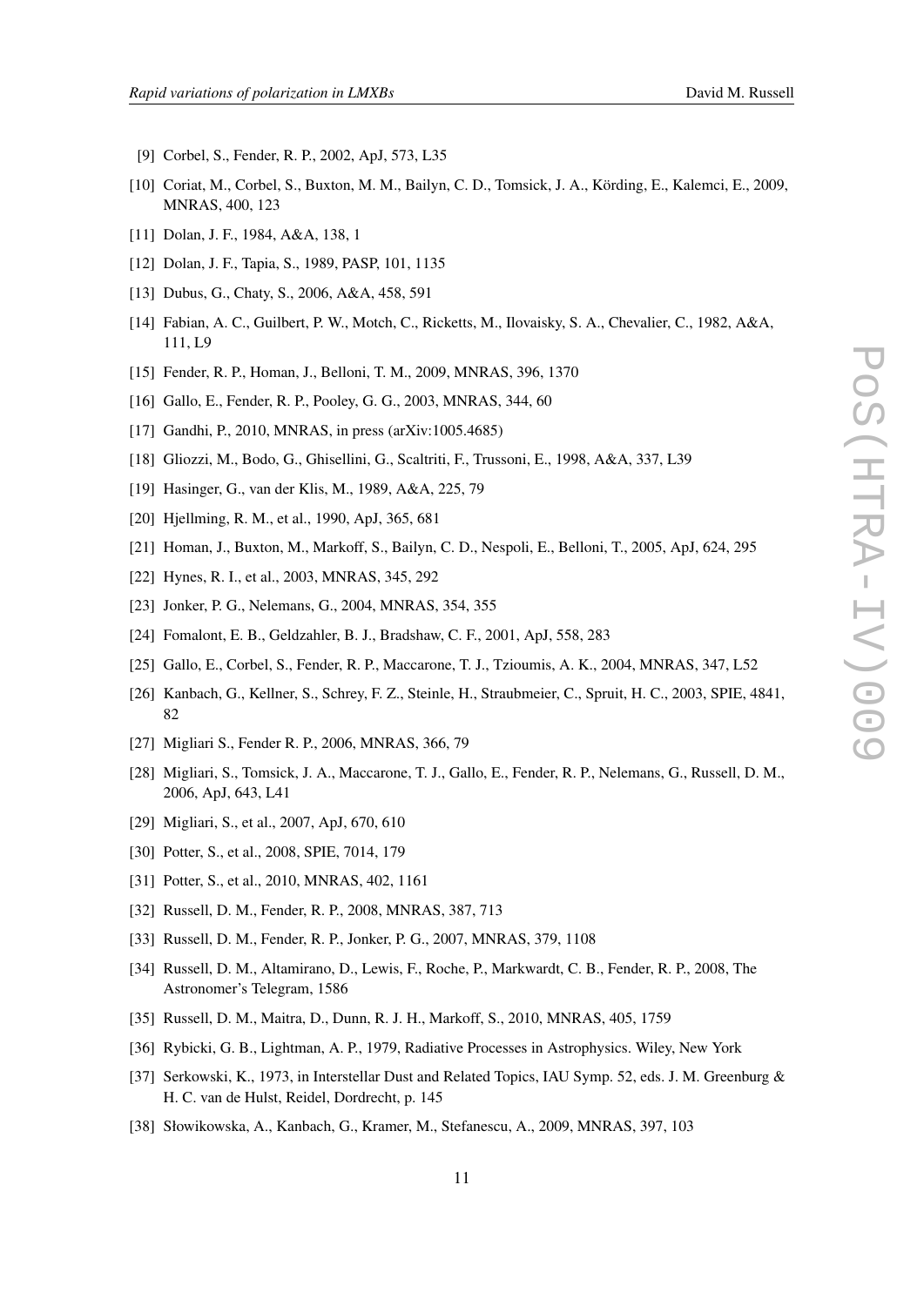[9] Corbel, S., Fender, R. P., 2002, ApJ, 573, L35

[10] Coriat, M., Corbel, S., Buxton, M. M., Bailyn, C. D., Tomsick, J. A., Körding, E., Kalemci, E., 2009, MNRAS, 400, 123

[11] Dolan, J. F., 1984, A&A, 138, 1

[12] Dolan, J. F., Tapia, S., 1989, PASP, 101, 1135

[13] Dubus, G., Chaty, S., 2006, A&A, 458, 591

[14] Fabian, A. C., Guilbert, P. W., Motch, C., Ricketts, M., Ilovaisky, S. A., Chevalier, C., 1982, A&A, 111, L9

[15] Fender, R. P., Homan, J., Belloni, T. M., 2009, MNRAS, 396, 1370

[16] Gallo, E., Fender, R. P., Pooley, G. G., 2003, MNRAS, 344, 60

[17] Gandhi, P., 2010, MNRAS, in press (arXiv:1005.4685)

[18] Gliozzi, M., Bodo, G., Ghisellini, G., Scaltriti, F., Trussoni, E., 1998, A&A, 337, L39

[19] Hasinger, G., van der Klis, M., 1989, A&A, 225, 79

[20] Hjellming, R. M., et al., 1990, ApJ, 365, 681

[21] Homan, J., Buxton, M., Markoff, S., Bailyn, C. D., Nespoli, E., Belloni, T., 2005, ApJ, 624, 295

[22] Hynes, R. I., et al., 2003, MNRAS, 345, 292

[23] Jonker, P. G., Nelemans, G., 2004, MNRAS, 354, 355

[24] Fomalont, E. B., Geldzahler, B. J., Bradshaw, C. F., 2001, ApJ, 558, 283

[25] Gallo, E., Corbel, S., Fender, R. P., Maccarone, T. J., Tzioumis, A. K., 2004, MNRAS, 347, L52

[26] Kanbach, G., Kellner, S., Schrey, F. Z., Steinle, H., Straubmeier, C., Spruit, H. C., 2003, SPIE, 4841, 82

[27] Migliari S., Fender R. P., 2006, MNRAS, 366, 79

[28] Migliari, S., Tomsick, J. A., Maccarone, T. J., Gallo, E., Fender, R. P., Nelemans, G., Russell, D. M., 2006, ApJ, 643, L41

[29] Migliari, S., et al., 2007, ApJ, 670, 610

[30] Potter, S., et al., 2008, SPIE, 7014, 179

[31] Potter, S., et al., 2010, MNRAS, 402, 1161

[32] Russell, D. M., Fender, R. P., 2008, MNRAS, 387, 713

[33] Russell, D. M., Fender, R. P., Jonker, P. G., 2007, MNRAS, 379, 1108

[34] Russell, D. M., Altamirano, D., Lewis, F., Roche, P., Markwardt, C. B., Fender, R. P., 2008, The Astronomer's Telegram, 1586

[35] Russell, D. M., Maitra, D., Dunn, R. J. H., Markoff, S., 2010, MNRAS, 405, 1759

[36] Rybicki, G. B., Lightman, A. P., 1979, Radiative Processes in Astrophysics. Wiley, New York

[37] Serkowski, K., 1973, in Interstellar Dust and Related Topics, IAU Symp. 52, eds. J. M. Greenburg & H. C. van de Hulst, Reidel, Dordrecht, p. 145

[38] Słowikowska, A., Kanbach, G., Kramer, M., Stefanescu, A., 2009, MNRAS, 397, 103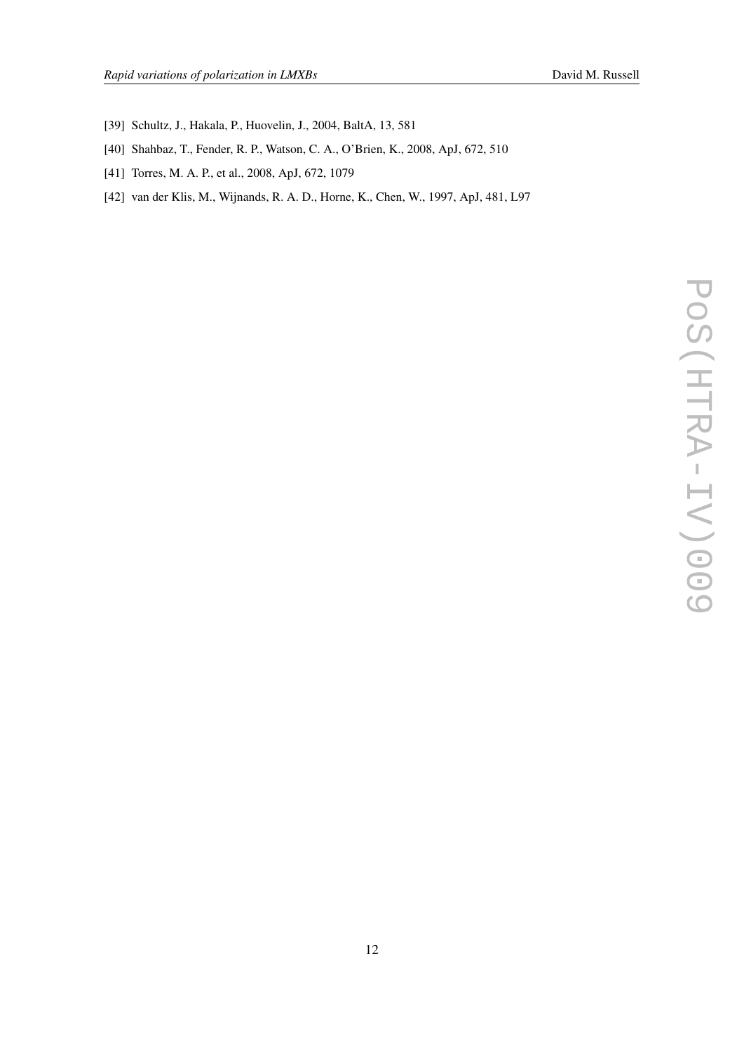[39] Schultz, J., Hakala, P., Huovelin, J., 2004, BaltA, 13, 581

[40] Shahbaz, T., Fender, R. P., Watson, C. A., O'Brien, K., 2008, ApJ, 672, 510

[41] Torres, M. A. P., et al., 2008, ApJ, 672, 1079

[42] van der Klis, M., Wijnands, R. A. D., Horne, K., Chen, W., 1997, ApJ, 481, L97